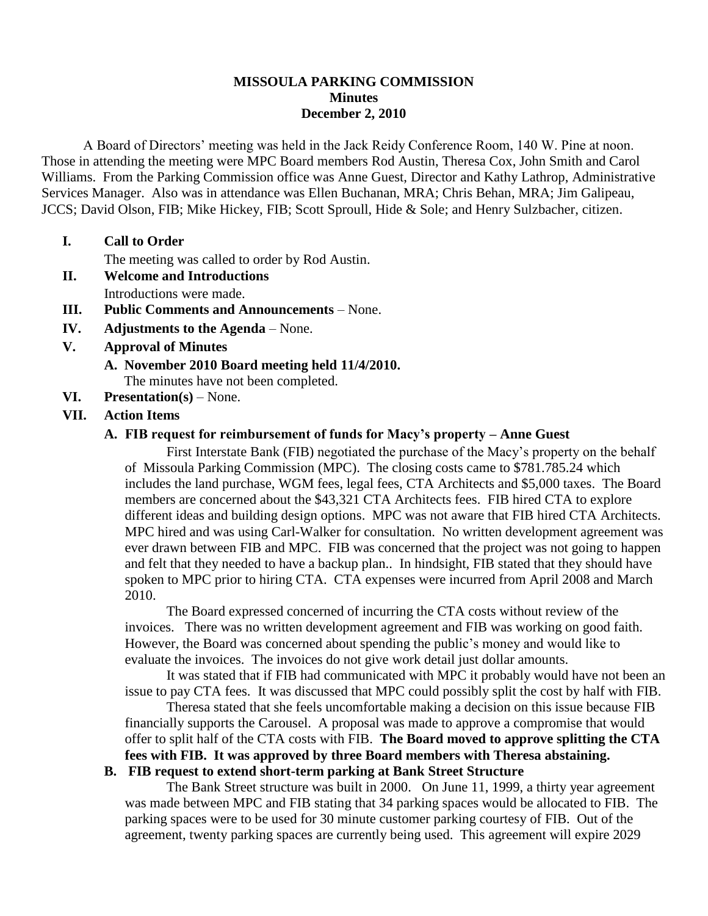**MISSOULA PARKING COMMISSION**
**Minutes**
**December 2, 2010**

A Board of Directors' meeting was held in the Jack Reidy Conference Room, 140 W. Pine at noon. Those in attending the meeting were MPC Board members Rod Austin, Theresa Cox, John Smith and Carol Williams. From the Parking Commission office was Anne Guest, Director and Kathy Lathrop, Administrative Services Manager. Also was in attendance was Ellen Buchanan, MRA; Chris Behan, MRA; Jim Galipeau, JCCS; David Olson, FIB; Mike Hickey, FIB; Scott Sproull, Hide & Sole; and Henry Sulzbacher, citizen.

**I. Call to Order**

The meeting was called to order by Rod Austin.

**II. Welcome and Introductions**

Introductions were made.

**III. Public Comments and Announcements** – None.

**IV. Adjustments to the Agenda** – None.

**V. Approval of Minutes**

**A. November 2010 Board meeting held 11/4/2010.**

The minutes have not been completed.

**VI. Presentation(s)** – None.

**VII. Action Items**

**A. FIB request for reimbursement of funds for Macy's property – Anne Guest**

First Interstate Bank (FIB) negotiated the purchase of the Macy's property on the behalf of Missoula Parking Commission (MPC). The closing costs came to $781.785.24 which includes the land purchase, WGM fees, legal fees, CTA Architects and $5,000 taxes. The Board members are concerned about the $43,321 CTA Architects fees. FIB hired CTA to explore different ideas and building design options. MPC was not aware that FIB hired CTA Architects. MPC hired and was using Carl-Walker for consultation. No written development agreement was ever drawn between FIB and MPC. FIB was concerned that the project was not going to happen and felt that they needed to have a backup plan.. In hindsight, FIB stated that they should have spoken to MPC prior to hiring CTA. CTA expenses were incurred from April 2008 and March 2010.

The Board expressed concerned of incurring the CTA costs without review of the invoices. There was no written development agreement and FIB was working on good faith. However, the Board was concerned about spending the public's money and would like to evaluate the invoices. The invoices do not give work detail just dollar amounts.

It was stated that if FIB had communicated with MPC it probably would have not been an issue to pay CTA fees. It was discussed that MPC could possibly split the cost by half with FIB.

Theresa stated that she feels uncomfortable making a decision on this issue because FIB financially supports the Carousel. A proposal was made to approve a compromise that would offer to split half of the CTA costs with FIB. **The Board moved to approve splitting the CTA fees with FIB. It was approved by three Board members with Theresa abstaining.**

**B. FIB request to extend short-term parking at Bank Street Structure**

The Bank Street structure was built in 2000. On June 11, 1999, a thirty year agreement was made between MPC and FIB stating that 34 parking spaces would be allocated to FIB. The parking spaces were to be used for 30 minute customer parking courtesy of FIB. Out of the agreement, twenty parking spaces are currently being used. This agreement will expire 2029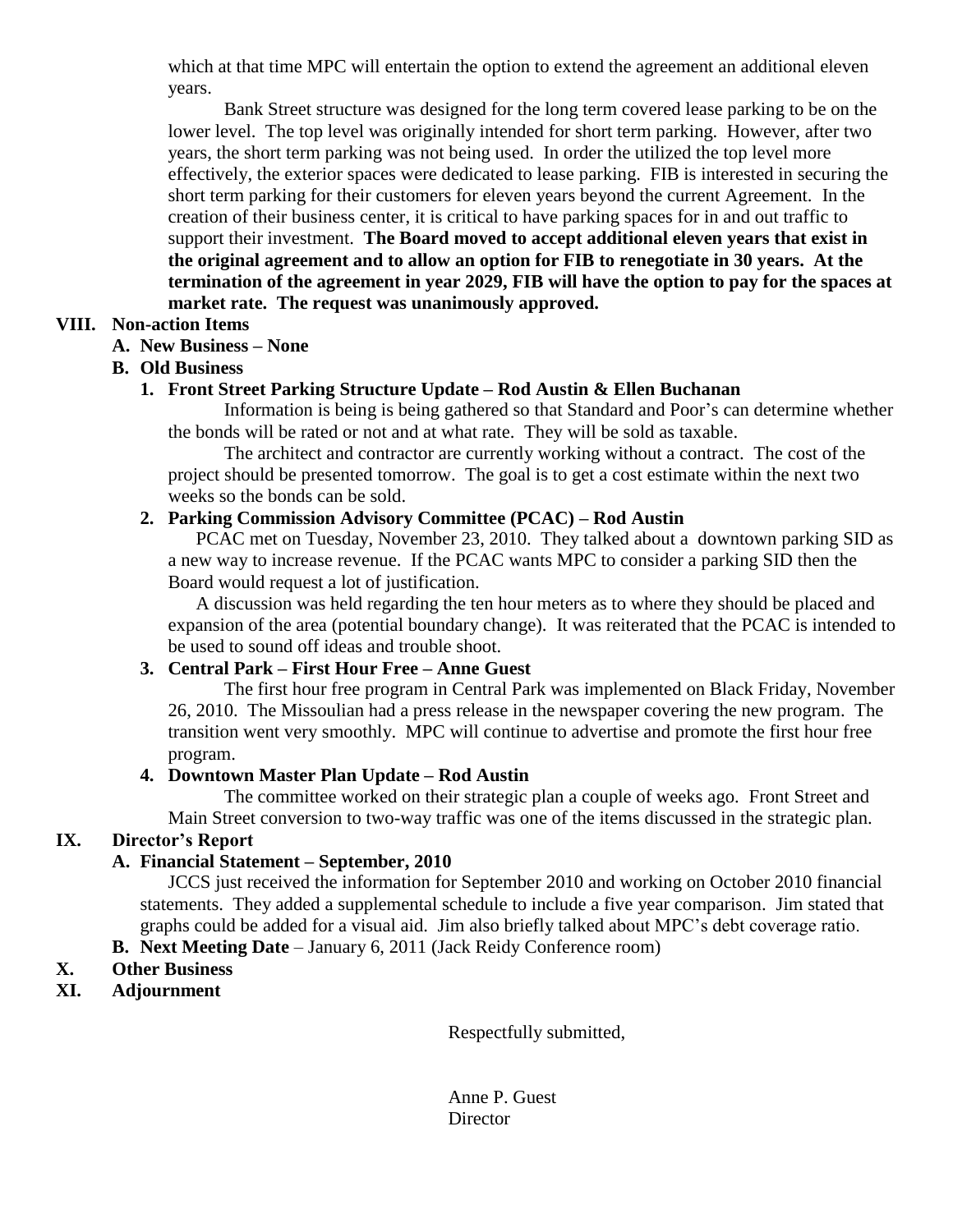which at that time MPC will entertain the option to extend the agreement an additional eleven years.

Bank Street structure was designed for the long term covered lease parking to be on the lower level. The top level was originally intended for short term parking. However, after two years, the short term parking was not being used. In order the utilized the top level more effectively, the exterior spaces were dedicated to lease parking. FIB is interested in securing the short term parking for their customers for eleven years beyond the current Agreement. In the creation of their business center, it is critical to have parking spaces for in and out traffic to support their investment. **The Board moved to accept additional eleven years that exist in the original agreement and to allow an option for FIB to renegotiate in 30 years. At the termination of the agreement in year 2029, FIB will have the option to pay for the spaces at market rate. The request was unanimously approved.**

**VIII. Non-action Items**

**A. New Business – None**

**B. Old Business**

**1. Front Street Parking Structure Update – Rod Austin & Ellen Buchanan**

Information is being is being gathered so that Standard and Poor's can determine whether the bonds will be rated or not and at what rate. They will be sold as taxable.

The architect and contractor are currently working without a contract. The cost of the project should be presented tomorrow. The goal is to get a cost estimate within the next two weeks so the bonds can be sold.

**2. Parking Commission Advisory Committee (PCAC) – Rod Austin**

PCAC met on Tuesday, November 23, 2010. They talked about a downtown parking SID as a new way to increase revenue. If the PCAC wants MPC to consider a parking SID then the Board would request a lot of justification.

A discussion was held regarding the ten hour meters as to where they should be placed and expansion of the area (potential boundary change). It was reiterated that the PCAC is intended to be used to sound off ideas and trouble shoot.

**3. Central Park – First Hour Free – Anne Guest**

The first hour free program in Central Park was implemented on Black Friday, November 26, 2010. The Missoulian had a press release in the newspaper covering the new program. The transition went very smoothly. MPC will continue to advertise and promote the first hour free program.

**4. Downtown Master Plan Update – Rod Austin**

The committee worked on their strategic plan a couple of weeks ago. Front Street and Main Street conversion to two-way traffic was one of the items discussed in the strategic plan.

**IX. Director's Report**

**A. Financial Statement – September, 2010**

JCCS just received the information for September 2010 and working on October 2010 financial statements. They added a supplemental schedule to include a five year comparison. Jim stated that graphs could be added for a visual aid. Jim also briefly talked about MPC's debt coverage ratio.

**B. Next Meeting Date** – January 6, 2011 (Jack Reidy Conference room)

**X. Other Business**

**XI. Adjournment**

Respectfully submitted,

Anne P. Guest
Director